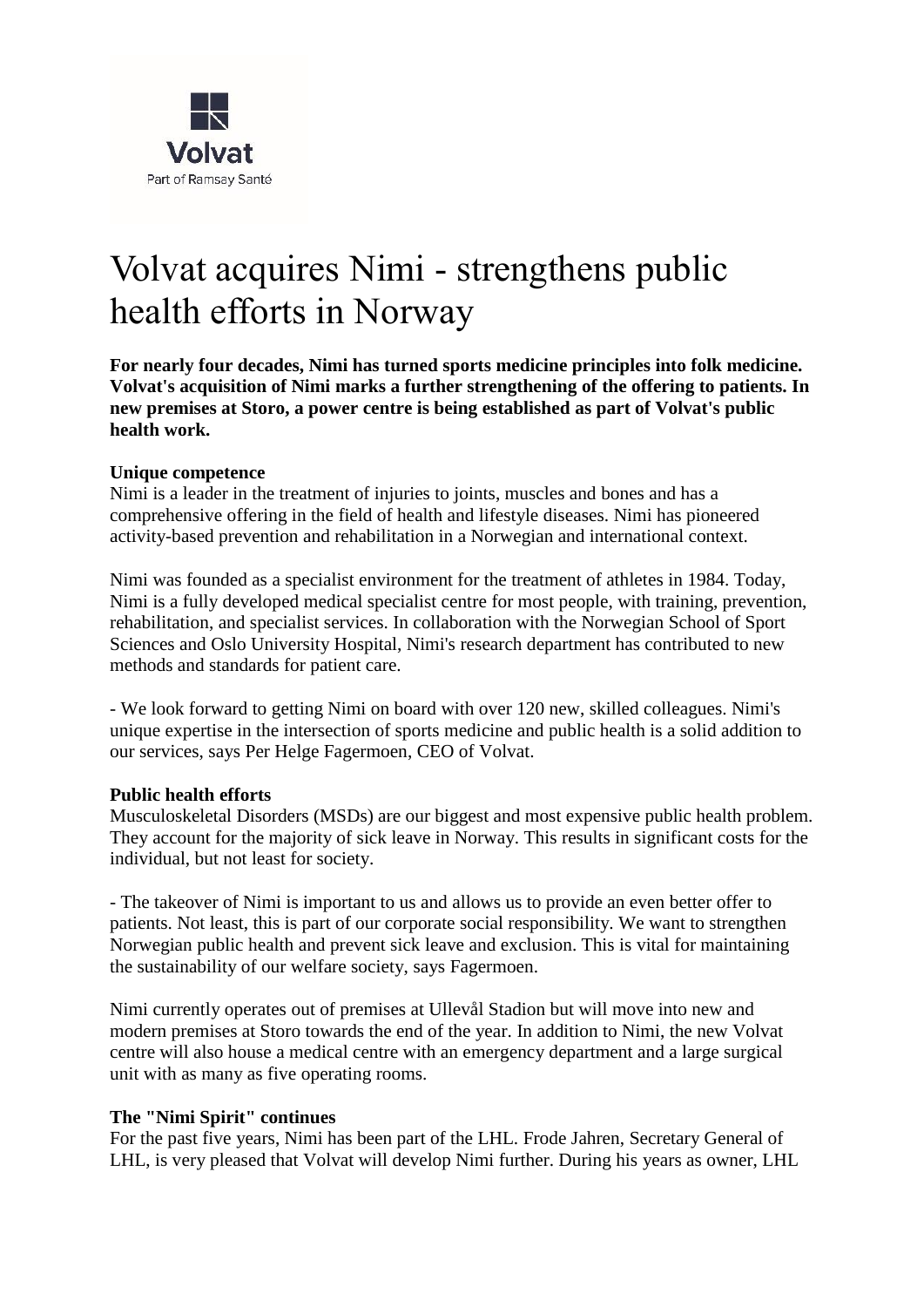Volvat

Part of Ramsay Santé

# Volvat acquires Nimi - strengthens public health efforts in Norway

**For nearly four decades, Nimi has turned sports medicine principles into folk medicine. Volvat's acquisition of Nimi marks a further strengthening of the offering to patients. In new premises at Storo, a power centre is being established as part of Volvat's public health work.**

**Unique competence**

Nimi is a leader in the treatment of injuries to joints, muscles and bones and has a comprehensive offering in the field of health and lifestyle diseases. Nimi has pioneered activity-based prevention and rehabilitation in a Norwegian and international context.

Nimi was founded as a specialist environment for the treatment of athletes in 1984. Today, Nimi is a fully developed medical specialist centre for most people, with training, prevention, rehabilitation, and specialist services. In collaboration with the Norwegian School of Sport Sciences and Oslo University Hospital, Nimi's research department has contributed to new methods and standards for patient care.

- We look forward to getting Nimi on board with over 120 new, skilled colleagues. Nimi's unique expertise in the intersection of sports medicine and public health is a solid addition to our services, says Per Helge Fagermoen, CEO of Volvat.

**Public health efforts**

Musculoskeletal Disorders (MSDs) are our biggest and most expensive public health problem. They account for the majority of sick leave in Norway. This results in significant costs for the individual, but not least for society.

- The takeover of Nimi is important to us and allows us to provide an even better offer to patients. Not least, this is part of our corporate social responsibility. We want to strengthen Norwegian public health and prevent sick leave and exclusion. This is vital for maintaining the sustainability of our welfare society, says Fagermoen.

Nimi currently operates out of premises at Ullevål Stadion but will move into new and modern premises at Storo towards the end of the year. In addition to Nimi, the new Volvat centre will also house a medical centre with an emergency department and a large surgical unit with as many as five operating rooms.

**The "Nimi Spirit" continues**

For the past five years, Nimi has been part of the LHL. Frode Jahren, Secretary General of LHL, is very pleased that Volvat will develop Nimi further. During his years as owner, LHL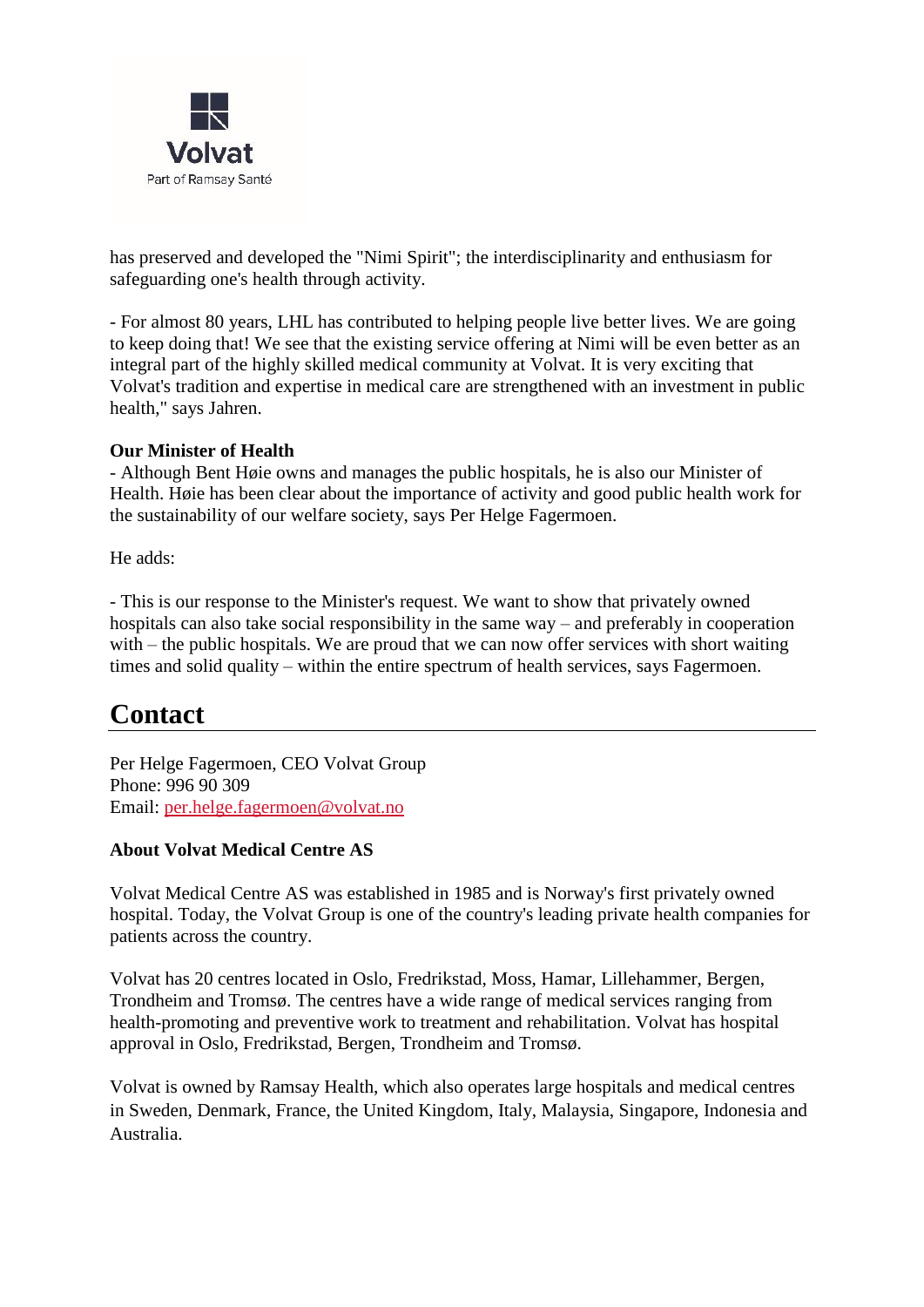has preserved and developed the "Nimi Spirit"; the interdisciplinarity and enthusiasm for safeguarding one's health through activity.

- For almost 80 years, LHL has contributed to helping people live better lives. We are going to keep doing that! We see that the existing service offering at Nimi will be even better as an integral part of the highly skilled medical community at Volvat. It is very exciting that Volvat's tradition and expertise in medical care are strengthened with an investment in public health," says Jahren.

**Our Minister of Health**

- Although Bent Høie owns and manages the public hospitals, he is also our Minister of Health. Høie has been clear about the importance of activity and good public health work for the sustainability of our welfare society, says Per Helge Fagermoen.

He adds:

- This is our response to the Minister's request. We want to show that privately owned hospitals can also take social responsibility in the same way – and preferably in cooperation with – the public hospitals. We are proud that we can now offer services with short waiting times and solid quality – within the entire spectrum of health services, says Fagermoen.

## Contact

Per Helge Fagermoen, CEO Volvat Group
Phone: 996 90 309
Email: per.helge.fagermoen@volvat.no

**About Volvat Medical Centre AS**

Volvat Medical Centre AS was established in 1985 and is Norway's first privately owned hospital. Today, the Volvat Group is one of the country's leading private health companies for patients across the country.

Volvat has 20 centres located in Oslo, Fredrikstad, Moss, Hamar, Lillehammer, Bergen, Trondheim and Tromsø. The centres have a wide range of medical services ranging from health-promoting and preventive work to treatment and rehabilitation. Volvat has hospital approval in Oslo, Fredrikstad, Bergen, Trondheim and Tromsø.

Volvat is owned by Ramsay Health, which also operates large hospitals and medical centres in Sweden, Denmark, France, the United Kingdom, Italy, Malaysia, Singapore, Indonesia and Australia.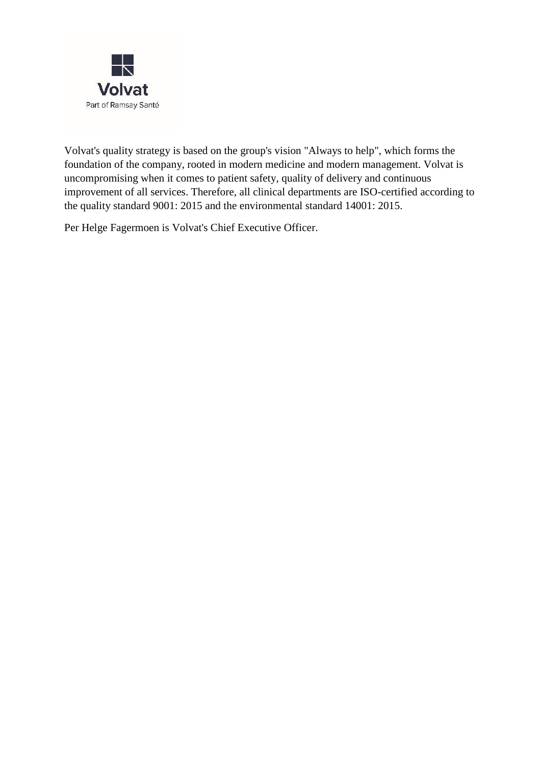Volvat

Part of Ramsay Santé

Volvat's quality strategy is based on the group's vision "Always to help", which forms the foundation of the company, rooted in modern medicine and modern management. Volvat is uncompromising when it comes to patient safety, quality of delivery and continuous improvement of all services. Therefore, all clinical departments are ISO-certified according to the quality standard 9001: 2015 and the environmental standard 14001: 2015.

Per Helge Fagermoen is Volvat's Chief Executive Officer.